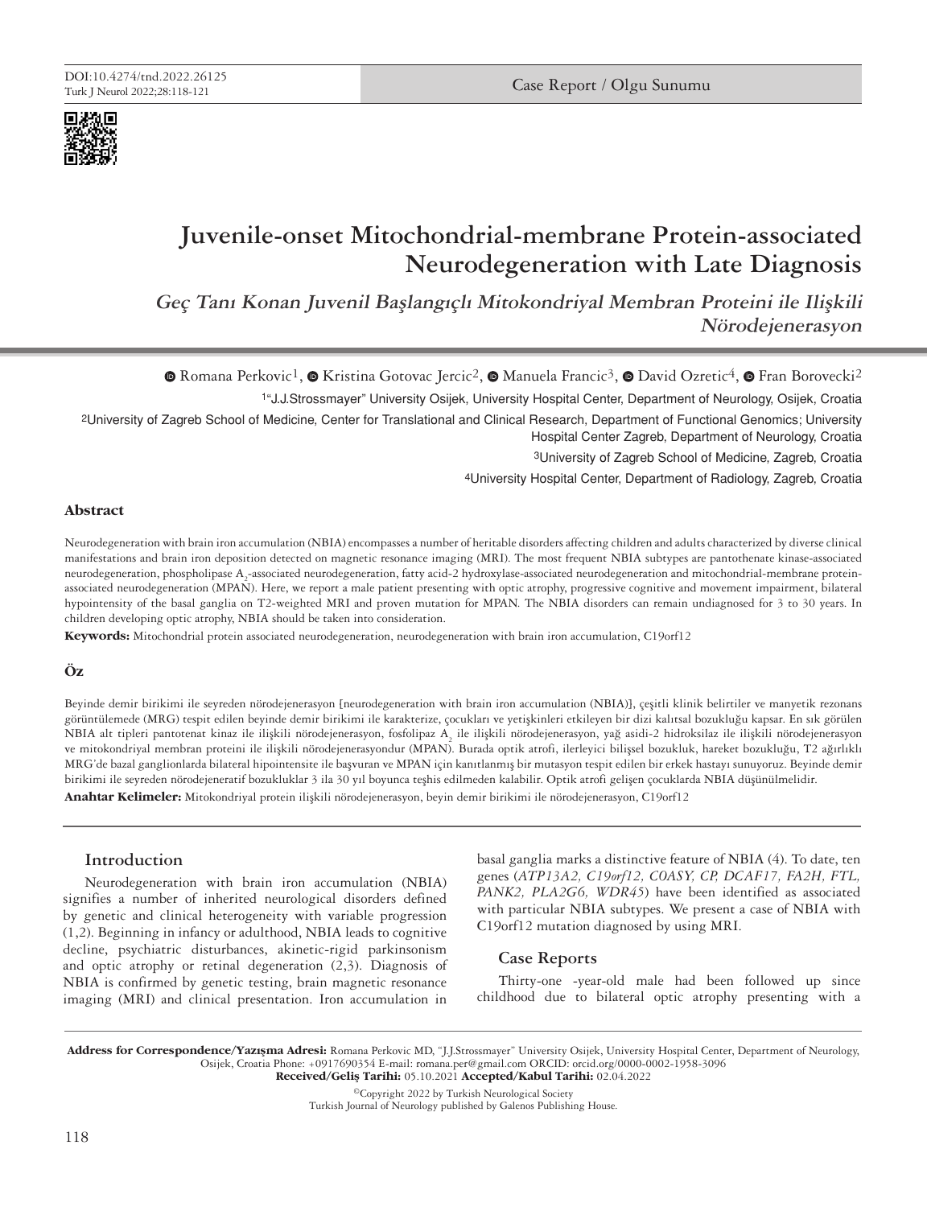DOI:10.4274/tnd.2022.26125

Case Report / Olgu Sunumu

# Juvenile-onset Mitochondrial-membrane Protein-associated Neurodegeneration with Late Diagnosis

## *Geç Tanı Konan Juvenil Başlangıçlı Mitokondriyal Membran Proteini ile Ilişkili Nörodejenerasyon*

Romana Perkovic[1], Kristina Gotovac Jercic[2], Manuela Francic[3], David Ozretic[4], Fran Borovecki[2]

[1]"J.J.Strossmayer" University Osijek, University Hospital Center, Department of Neurology, Osijek, Croatia

[2]University of Zagreb School of Medicine, Center for Translational and Clinical Research, Department of Functional Genomics; University Hospital Center Zagreb, Department of Neurology, Croatia

[3]University of Zagreb School of Medicine, Zagreb, Croatia

[4]University Hospital Center, Department of Radiology, Zagreb, Croatia

### Abstract

Neurodegeneration with brain iron accumulation (NBIA) encompasses a number of heritable disorders affecting children and adults characterized by diverse clinical manifestations and brain iron deposition detected on magnetic resonance imaging (MRI). The most frequent NBIA subtypes are pantothenate kinase-associated neurodegeneration, phospholipase $A_2$-associated neurodegeneration, fatty acid-2 hydroxylase-associated neurodegeneration and mitochondrial-membrane protein-associated neurodegeneration (MPAN). Here, we report a male patient presenting with optic atrophy, progressive cognitive and movement impairment, bilateral hypointensity of the basal ganglia on T2-weighted MRI and proven mutation for MPAN. The NBIA disorders can remain undiagnosed for 3 to 30 years. In children developing optic atrophy, NBIA should be taken into consideration.

**Keywords:** Mitochondrial protein associated neurodegeneration, neurodegeneration with brain iron accumulation, C19orf12

### Öz

Beyinde demir birikimi ile seyreden nörodejenerasyon [neurodegeneration with brain iron accumulation (NBIA)], çeşitli klinik belirtiler ve manyetik rezonans görüntülemede (MRG) tespit edilen beyinde demir birikimi ile karakterize, çocukları ve yetişkinleri etkileyen bir dizi kalıtsal bozukluğu kapsar. En sık görülen NBIA alt tipleri pantotenat kinaz ile ilişkili nörodejenerasyon, fosfolipaz $A_2$ ile ilişkili nörodejenerasyon, yağ asidi-2 hidroksilaz ile ilişkili nörodejenerasyon ve mitokondriyal membran proteini ile ilişkili nörodejenerasyondur (MPAN). Burada optik atrofi, ilerleyici bilişsel bozukluk, hareket bozukluğu, T2 ağırlıklı MRG'de bazal ganglionlarda bilateral hipointensite ile başvuran ve MPAN için kanıtlanmış bir mutasyon tespit edilen bir erkek hastayı sunuyoruz. Beyinde demir birikimi ile seyreden nörodejeneratif bozukluklar 3 ila 30 yıl boyunca teşhis edilmeden kalabilir. Optik atrofi gelişen çocuklarda NBIA düşünülmelidir.

**Anahtar Kelimeler:** Mitokondriyal protein ilişkili nörodejenerasyon, beyin demir birikimi ile nörodejenerasyon, C19orf12

## Introduction

Neurodegeneration with brain iron accumulation (NBIA) signifies a number of inherited neurological disorders defined by genetic and clinical heterogeneity with variable progression (1,2). Beginning in infancy or adulthood, NBIA leads to cognitive decline, psychiatric disturbances, akinetic-rigid parkinsonism and optic atrophy or retinal degeneration (2,3). Diagnosis of NBIA is confirmed by genetic testing, brain magnetic resonance imaging (MRI) and clinical presentation. Iron accumulation in basal ganglia marks a distinctive feature of NBIA (4). To date, ten genes (*ATP13A2, C19orf12, COASY, CP, DCAF17, FA2H, FTL, PANK2, PLA2G6, WDR45*) have been identified as associated with particular NBIA subtypes. We present a case of NBIA with C19orf12 mutation diagnosed by using MRI.

## Case Reports

Thirty-one -year-old male had been followed up since childhood due to bilateral optic atrophy presenting with a

**Address for Correspondence/Yazışma Adresi:** Romana Perkovic MD, "J.J.Strossmayer" University Osijek, University Hospital Center, Department of Neurology, Osijek, Croatia Phone: +0917690354 E-mail: romana.per@gmail.com ORCID: orcid.org/0000-0002-1958-3096
**Received/Geliş Tarihi:** 05.10.2021 **Accepted/Kabul Tarihi:** 02.04.2022

©Copyright 2022 by Turkish Neurological Society
Turkish Journal of Neurology published by Galenos Publishing House.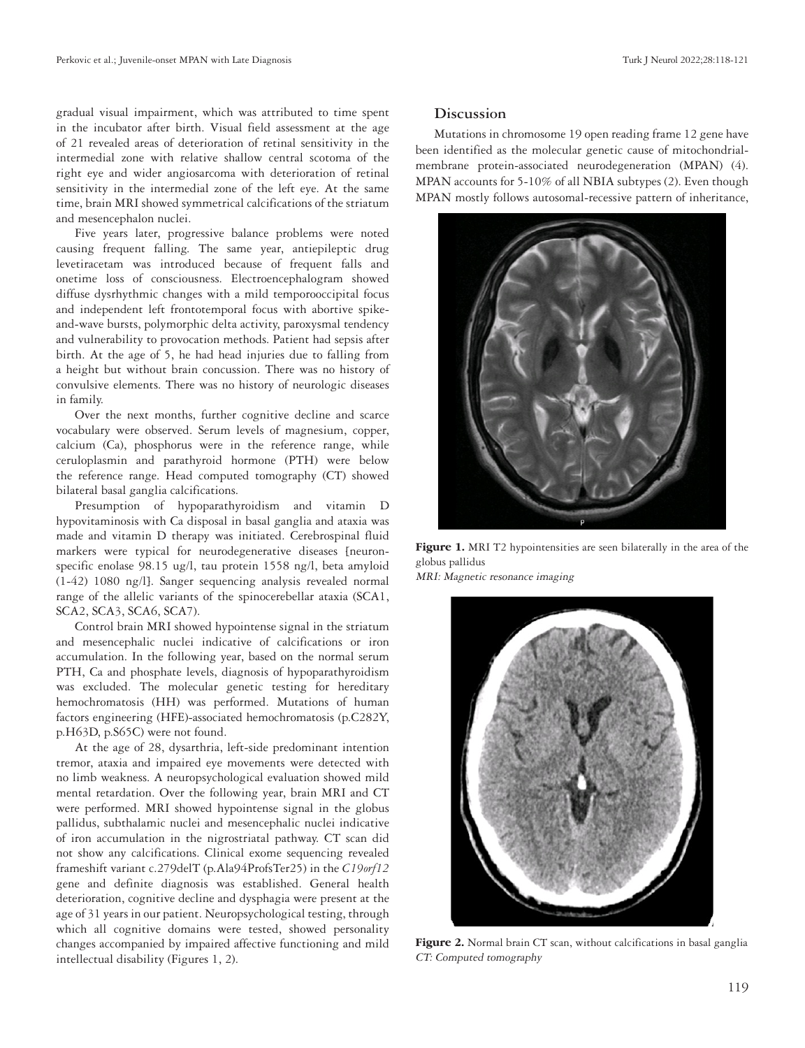gradual visual impairment, which was attributed to time spent in the incubator after birth. Visual field assessment at the age of 21 revealed areas of deterioration of retinal sensitivity in the intermedial zone with relative shallow central scotoma of the right eye and wider angiosarcoma with deterioration of retinal sensitivity in the intermedial zone of the left eye. At the same time, brain MRI showed symmetrical calcifications of the striatum and mesencephalon nuclei.

Five years later, progressive balance problems were noted causing frequent falling. The same year, antiepileptic drug levetiracetam was introduced because of frequent falls and onetime loss of consciousness. Electroencephalogram showed diffuse dysrhythmic changes with a mild temporooccipital focus and independent left frontotemporal focus with abortive spike-and-wave bursts, polymorphic delta activity, paroxysmal tendency and vulnerability to provocation methods. Patient had sepsis after birth. At the age of 5, he had head injuries due to falling from a height but without brain concussion. There was no history of convulsive elements. There was no history of neurologic diseases in family.

Over the next months, further cognitive decline and scarce vocabulary were observed. Serum levels of magnesium, copper, calcium (Ca), phosphorus were in the reference range, while ceruloplasmin and parathyroid hormone (PTH) were below the reference range. Head computed tomography (CT) showed bilateral basal ganglia calcifications.

Presumption of hypoparathyroidism and vitamin D hypovitaminosis with Ca disposal in basal ganglia and ataxia was made and vitamin D therapy was initiated. Cerebrospinal fluid markers were typical for neurodegenerative diseases [neuron-specific enolase 98.15 ug/l, tau protein 1558 ng/l, beta amyloid (1-42) 1080 ng/l]. Sanger sequencing analysis revealed normal range of the allelic variants of the spinocerebellar ataxia (SCA1, SCA2, SCA3, SCA6, SCA7).

Control brain MRI showed hypointense signal in the striatum and mesencephalic nuclei indicative of calcifications or iron accumulation. In the following year, based on the normal serum PTH, Ca and phosphate levels, diagnosis of hypoparathyroidism was excluded. The molecular genetic testing for hereditary hemochromatosis (HH) was performed. Mutations of human factors engineering (HFE)-associated hemochromatosis (p.C282Y, p.H63D, p.S65C) were not found.

At the age of 28, dysarthria, left-side predominant intention tremor, ataxia and impaired eye movements were detected with no limb weakness. A neuropsychological evaluation showed mild mental retardation. Over the following year, brain MRI and CT were performed. MRI showed hypointense signal in the globus pallidus, subthalamic nuclei and mesencephalic nuclei indicative of iron accumulation in the nigrostriatal pathway. CT scan did not show any calcifications. Clinical exome sequencing revealed frameshift variant c.279delT (p.Ala94ProfsTer25) in the *C19orf12* gene and definite diagnosis was established. General health deterioration, cognitive decline and dysphagia were present at the age of 31 years in our patient. Neuropsychological testing, through which all cognitive domains were tested, showed personality changes accompanied by impaired affective functioning and mild intellectual disability (Figures 1, 2).

## Discussion

Mutations in chromosome 19 open reading frame 12 gene have been identified as the molecular genetic cause of mitochondrial-membrane protein-associated neurodegeneration (MPAN) (4). MPAN accounts for 5-10% of all NBIA subtypes (2). Even though MPAN mostly follows autosomal-recessive pattern of inheritance,

**Figure 1.** MRI T2 hypointensities are seen bilaterally in the area of the globus pallidus
*MRI: Magnetic resonance imaging*

**Figure 2.** Normal brain CT scan, without calcifications in basal ganglia
*CT: Computed tomography*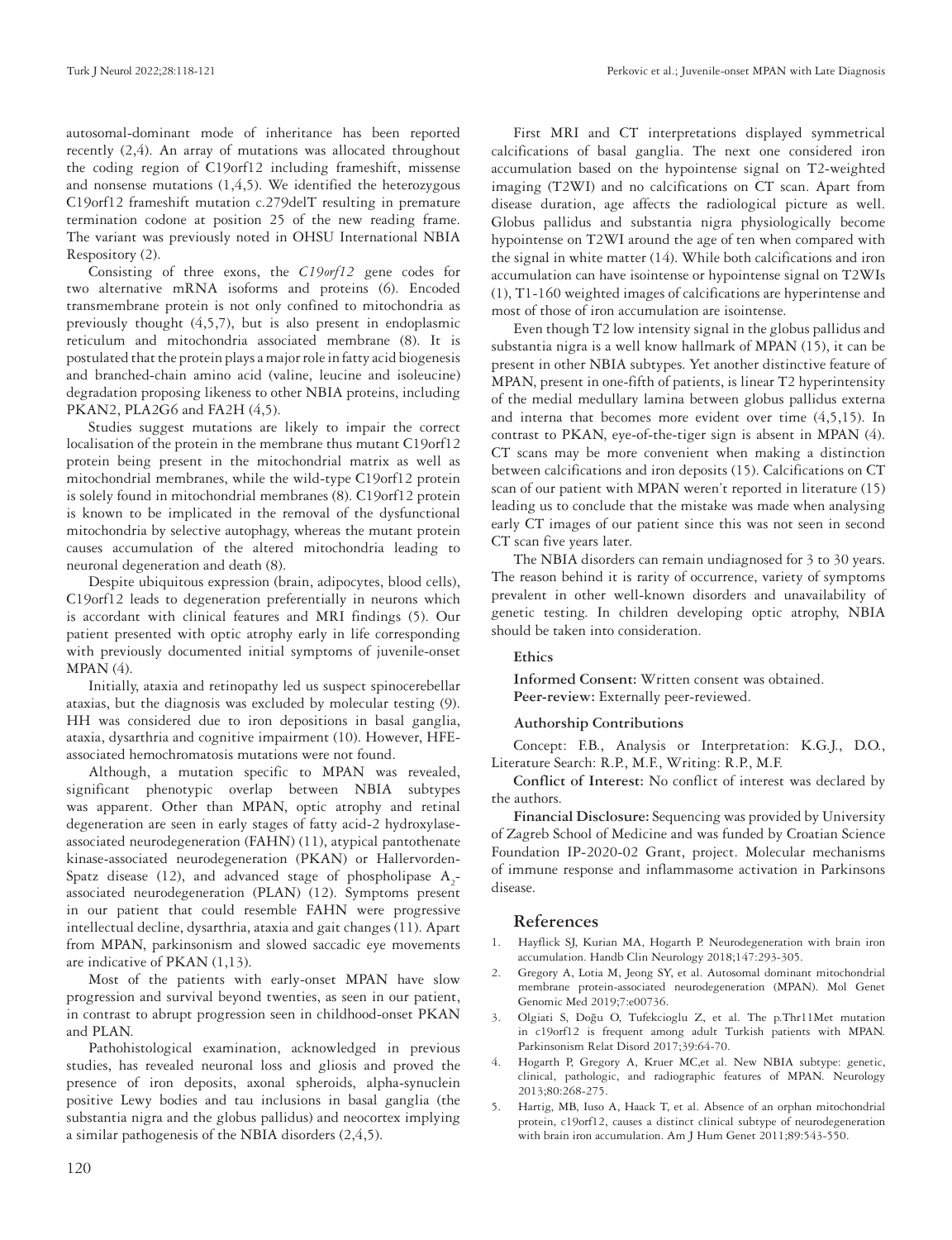autosomal-dominant mode of inheritance has been reported recently (2,4). An array of mutations was allocated throughout the coding region of C19orf12 including frameshift, missense and nonsense mutations (1,4,5). We identified the heterozygous C19orf12 frameshift mutation c.279delT resulting in premature termination codone at position 25 of the new reading frame. The variant was previously noted in OHSU International NBIA Respository (2).

Consisting of three exons, the *C19orf12* gene codes for two alternative mRNA isoforms and proteins (6). Encoded transmembrane protein is not only confined to mitochondria as previously thought (4,5,7), but is also present in endoplasmic reticulum and mitochondria associated membrane (8). It is postulated that the protein plays a major role in fatty acid biogenesis and branched-chain amino acid (valine, leucine and isoleucine) degradation proposing likeness to other NBIA proteins, including PKAN2, PLA2G6 and FA2H (4,5).

Studies suggest mutations are likely to impair the correct localisation of the protein in the membrane thus mutant C19orf12 protein being present in the mitochondrial matrix as well as mitochondrial membranes, while the wild-type C19orf12 protein is solely found in mitochondrial membranes (8). C19orf12 protein is known to be implicated in the removal of the dysfunctional mitochondria by selective autophagy, whereas the mutant protein causes accumulation of the altered mitochondria leading to neuronal degeneration and death (8).

Despite ubiquitous expression (brain, adipocytes, blood cells), C19orf12 leads to degeneration preferentially in neurons which is accordant with clinical features and MRI findings (5). Our patient presented with optic atrophy early in life corresponding with previously documented initial symptoms of juvenile-onset MPAN (4).

Initially, ataxia and retinopathy led us suspect spinocerebellar ataxias, but the diagnosis was excluded by molecular testing (9). HH was considered due to iron depositions in basal ganglia, ataxia, dysarthria and cognitive impairment (10). However, HFE-associated hemochromatosis mutations were not found.

Although, a mutation specific to MPAN was revealed, significant phenotypic overlap between NBIA subtypes was apparent. Other than MPAN, optic atrophy and retinal degeneration are seen in early stages of fatty acid-2 hydroxylase-associated neurodegeneration (FAHN) (11), atypical pantothenate kinase-associated neurodegeneration (PKAN) or Hallervorden-Spatz disease (12), and advanced stage of phospholipase $A_2$-associated neurodegeneration (PLAN) (12). Symptoms present in our patient that could resemble FAHN were progressive intellectual decline, dysarthria, ataxia and gait changes (11). Apart from MPAN, parkinsonism and slowed saccadic eye movements are indicative of PKAN (1,13).

Most of the patients with early-onset MPAN have slow progression and survival beyond twenties, as seen in our patient, in contrast to abrupt progression seen in childhood-onset PKAN and PLAN.

Pathohistological examination, acknowledged in previous studies, has revealed neuronal loss and gliosis and proved the presence of iron deposits, axonal spheroids, alpha-synuclein positive Lewy bodies and tau inclusions in basal ganglia (the substantia nigra and the globus pallidus) and neocortex implying a similar pathogenesis of the NBIA disorders (2,4,5).

First MRI and CT interpretations displayed symmetrical calcifications of basal ganglia. The next one considered iron accumulation based on the hypointense signal on T2-weighted imaging (T2WI) and no calcifications on CT scan. Apart from disease duration, age affects the radiological picture as well. Globus pallidus and substantia nigra physiologically become hypointense on T2WI around the age of ten when compared with the signal in white matter (14). While both calcifications and iron accumulation can have isointense or hypointense signal on T2WIs (1), T1-160 weighted images of calcifications are hyperintense and most of those of iron accumulation are isointense.

Even though T2 low intensity signal in the globus pallidus and substantia nigra is a well know hallmark of MPAN (15), it can be present in other NBIA subtypes. Yet another distinctive feature of MPAN, present in one-fifth of patients, is linear T2 hyperintensity of the medial medullary lamina between globus pallidus externa and interna that becomes more evident over time (4,5,15). In contrast to PKAN, eye-of-the-tiger sign is absent in MPAN (4). CT scans may be more convenient when making a distinction between calcifications and iron deposits (15). Calcifications on CT scan of our patient with MPAN weren't reported in literature (15) leading us to conclude that the mistake was made when analysing early CT images of our patient since this was not seen in second CT scan five years later.

The NBIA disorders can remain undiagnosed for 3 to 30 years. The reason behind it is rarity of occurrence, variety of symptoms prevalent in other well-known disorders and unavailability of genetic testing. In children developing optic atrophy, NBIA should be taken into consideration.

#### Ethics

**Informed Consent:** Written consent was obtained.
**Peer-review:** Externally peer-reviewed.

#### Authorship Contributions

Concept: F.B., Analysis or Interpretation: K.G.J., D.O., Literature Search: R.P., M.F., Writing: R.P., M.F.

**Conflict of Interest:** No conflict of interest was declared by the authors.

**Financial Disclosure:** Sequencing was provided by University of Zagreb School of Medicine and was funded by Croatian Science Foundation IP-2020-02 Grant, project. Molecular mechanisms of immune response and inflammasome activation in Parkinsons disease.

## References

1. Hayflick SJ, Kurian MA, Hogarth P. Neurodegeneration with brain iron accumulation. Handb Clin Neurology 2018;147:293-305.
2. Gregory A, Lotia M, Jeong SY, et al. Autosomal dominant mitochondrial membrane protein-associated neurodegeneration (MPAN). Mol Genet Genomic Med 2019;7:e00736.
3. Olgiati S, Doğu O, Tufekcioglu Z, et al. The p.Thr11Met mutation in c19orf12 is frequent among adult Turkish patients with MPAN. Parkinsonism Relat Disord 2017;39:64-70.
4. Hogarth P, Gregory A, Kruer MC,et al. New NBIA subtype: genetic, clinical, pathologic, and radiographic features of MPAN. Neurology 2013;80:268-275.
5. Hartig, MB, Iuso A, Haack T, et al. Absence of an orphan mitochondrial protein, c19orf12, causes a distinct clinical subtype of neurodegeneration with brain iron accumulation. Am J Hum Genet 2011;89:543-550.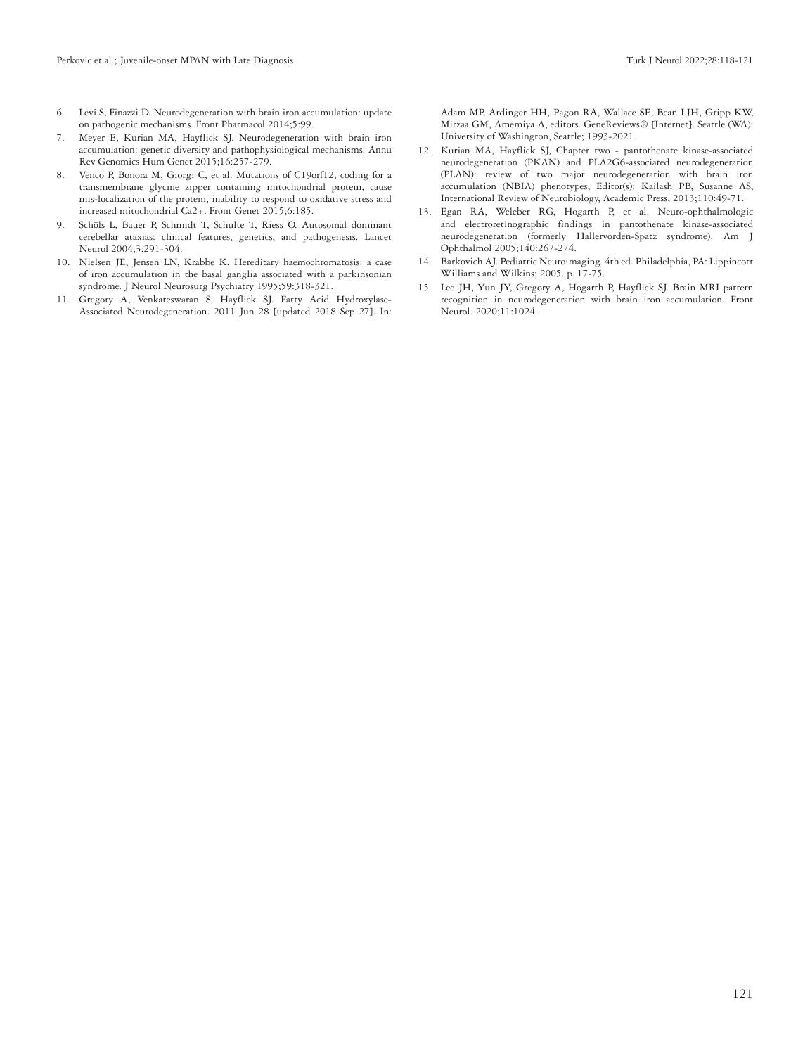6. Levi S, Finazzi D. Neurodegeneration with brain iron accumulation: update on pathogenic mechanisms. Front Pharmacol 2014;5:99.
7. Meyer E, Kurian MA, Hayflick SJ. Neurodegeneration with brain iron accumulation: genetic diversity and pathophysiological mechanisms. Annu Rev Genomics Hum Genet 2015;16:257-279.
8. Venco P, Bonora M, Giorgi C, et al. Mutations of C19orf12, coding for a transmembrane glycine zipper containing mitochondrial protein, cause mis-localization of the protein, inability to respond to oxidative stress and increased mitochondrial Ca2+. Front Genet 2015;6:185.
9. Schöls L, Bauer P, Schmidt T, Schulte T, Riess O. Autosomal dominant cerebellar ataxias: clinical features, genetics, and pathogenesis. Lancet Neurol 2004;3:291-304.
10. Nielsen JE, Jensen LN, Krabbe K. Hereditary haemochromatosis: a case of iron accumulation in the basal ganglia associated with a parkinsonian syndrome. J Neurol Neurosurg Psychiatry 1995;59:318-321.
11. Gregory A, Venkateswaran S, Hayflick SJ. Fatty Acid Hydroxylase-Associated Neurodegeneration. 2011 Jun 28 [updated 2018 Sep 27]. In: Adam MP, Ardinger HH, Pagon RA, Wallace SE, Bean LJH, Gripp KW, Mirzaa GM, Amemiya A, editors. GeneReviews® [Internet]. Seattle (WA): University of Washington, Seattle; 1993-2021.
12. Kurian MA, Hayflick SJ, Chapter two - pantothenate kinase-associated neurodegeneration (PKAN) and PLA2G6-associated neurodegeneration (PLAN): review of two major neurodegeneration with brain iron accumulation (NBIA) phenotypes, Editor(s): Kailash PB, Susanne AS, International Review of Neurobiology, Academic Press, 2013;110:49-71.
13. Egan RA, Weleber RG, Hogarth P, et al. Neuro-ophthalmologic and electroretinographic findings in pantothenate kinase-associated neurodegeneration (formerly Hallervorden-Spatz syndrome). Am J Ophthalmol 2005;140:267-274.
14. Barkovich AJ. Pediatric Neuroimaging. 4th ed. Philadelphia, PA: Lippincott Williams and Wilkins; 2005. p. 17-75.
15. Lee JH, Yun JY, Gregory A, Hogarth P, Hayflick SJ. Brain MRI pattern recognition in neurodegeneration with brain iron accumulation. Front Neurol. 2020;11:1024.